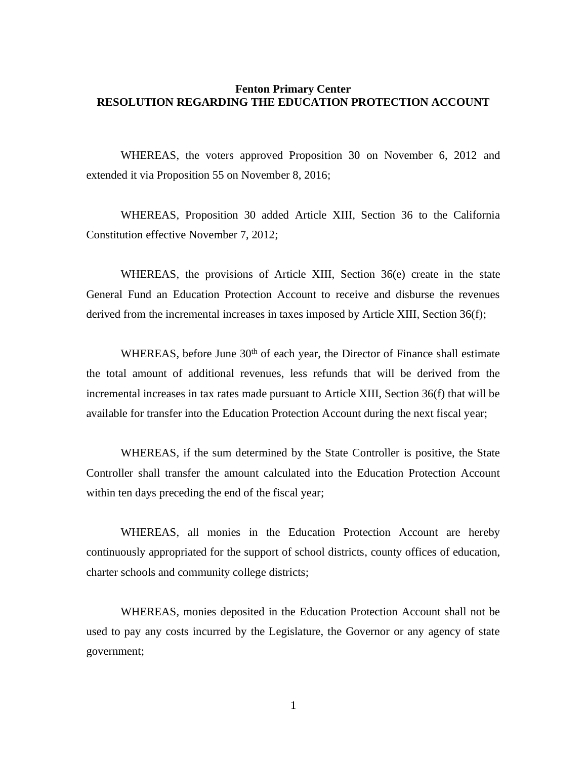**Fenton Primary Center**
**RESOLUTION REGARDING THE EDUCATION PROTECTION ACCOUNT**

WHEREAS, the voters approved Proposition 30 on November 6, 2012 and extended it via Proposition 55 on November 8, 2016;

WHEREAS, Proposition 30 added Article XIII, Section 36 to the California Constitution effective November 7, 2012;

WHEREAS, the provisions of Article XIII, Section 36(e) create in the state General Fund an Education Protection Account to receive and disburse the revenues derived from the incremental increases in taxes imposed by Article XIII, Section 36(f);

WHEREAS, before June 30th of each year, the Director of Finance shall estimate the total amount of additional revenues, less refunds that will be derived from the incremental increases in tax rates made pursuant to Article XIII, Section 36(f) that will be available for transfer into the Education Protection Account during the next fiscal year;

WHEREAS, if the sum determined by the State Controller is positive, the State Controller shall transfer the amount calculated into the Education Protection Account within ten days preceding the end of the fiscal year;

WHEREAS, all monies in the Education Protection Account are hereby continuously appropriated for the support of school districts, county offices of education, charter schools and community college districts;

WHEREAS, monies deposited in the Education Protection Account shall not be used to pay any costs incurred by the Legislature, the Governor or any agency of state government;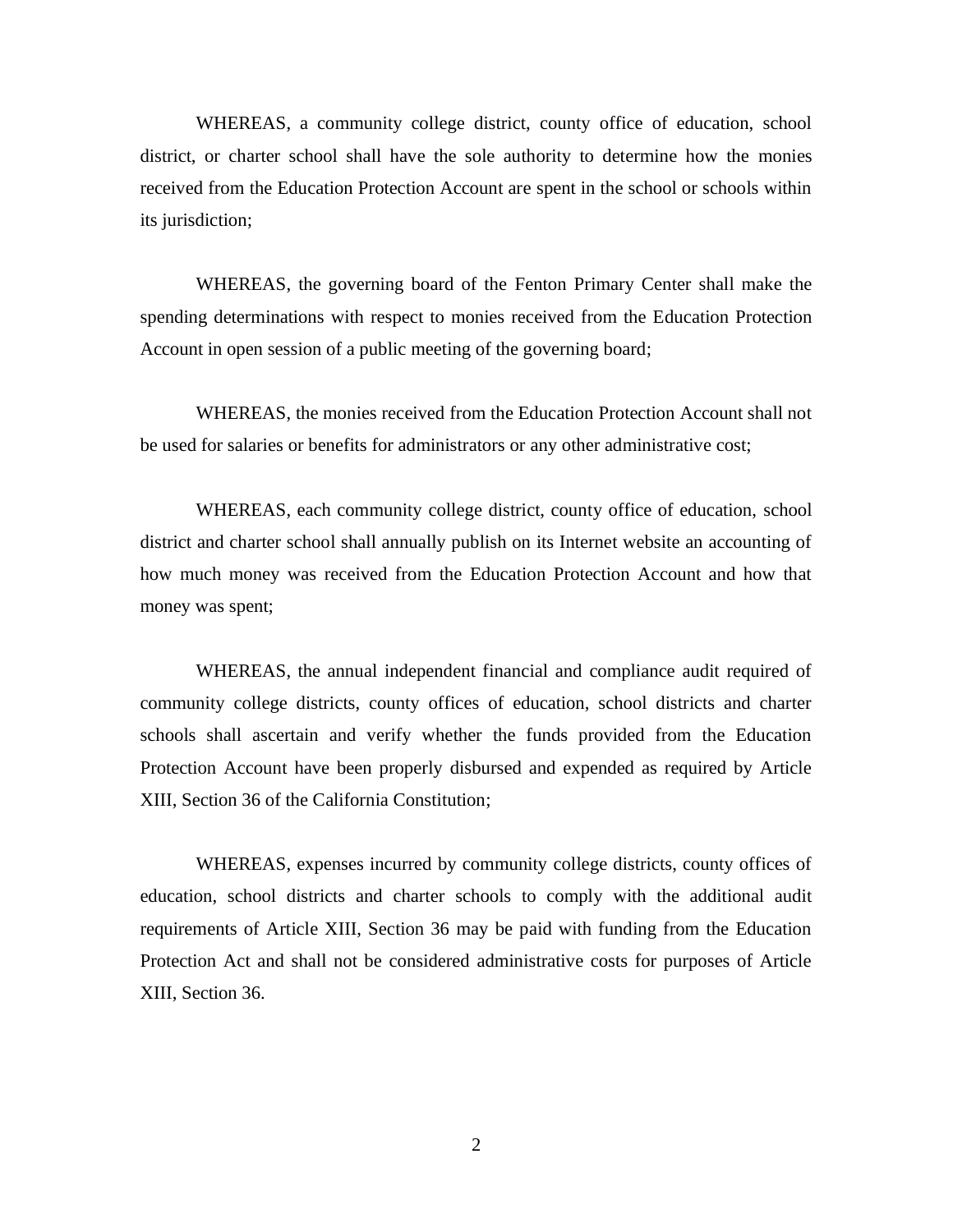WHEREAS, a community college district, county office of education, school district, or charter school shall have the sole authority to determine how the monies received from the Education Protection Account are spent in the school or schools within its jurisdiction;

WHEREAS, the governing board of the Fenton Primary Center shall make the spending determinations with respect to monies received from the Education Protection Account in open session of a public meeting of the governing board;

WHEREAS, the monies received from the Education Protection Account shall not be used for salaries or benefits for administrators or any other administrative cost;

WHEREAS, each community college district, county office of education, school district and charter school shall annually publish on its Internet website an accounting of how much money was received from the Education Protection Account and how that money was spent;

WHEREAS, the annual independent financial and compliance audit required of community college districts, county offices of education, school districts and charter schools shall ascertain and verify whether the funds provided from the Education Protection Account have been properly disbursed and expended as required by Article XIII, Section 36 of the California Constitution;

WHEREAS, expenses incurred by community college districts, county offices of education, school districts and charter schools to comply with the additional audit requirements of Article XIII, Section 36 may be paid with funding from the Education Protection Act and shall not be considered administrative costs for purposes of Article XIII, Section 36.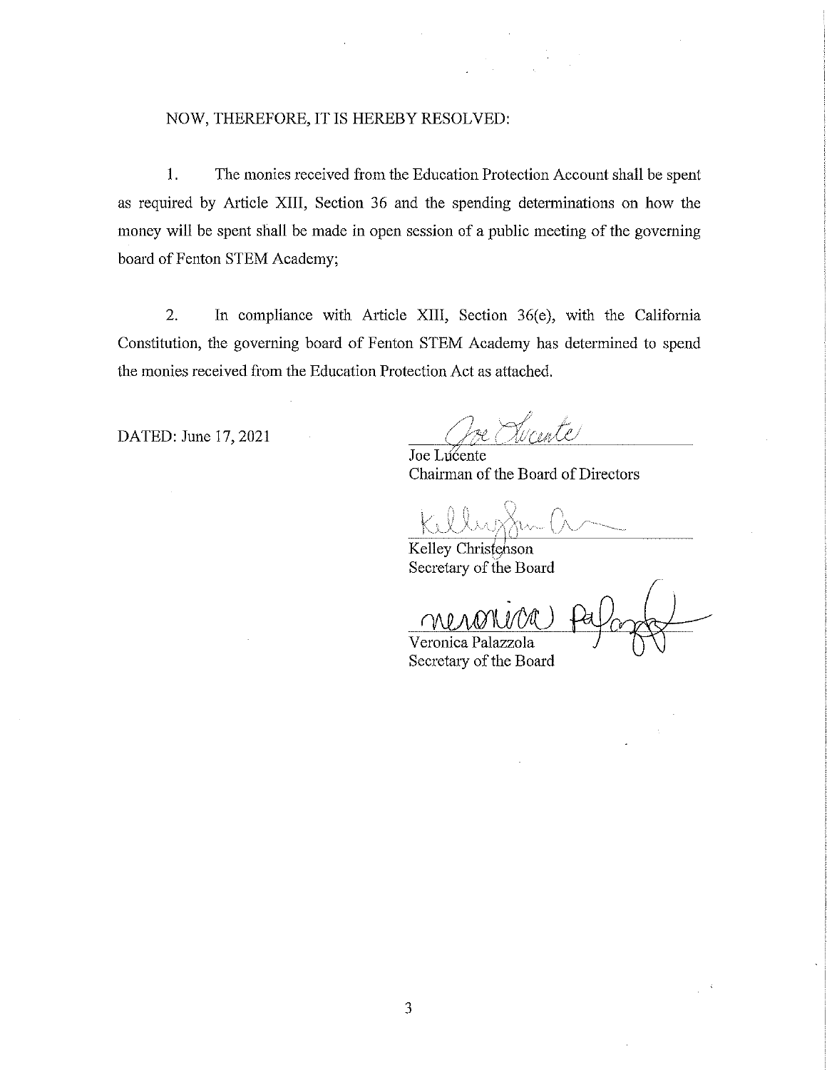NOW, THEREFORE, IT IS HEREBY RESOLVED:

1. The monies received from the Education Protection Account shall be spent as required by Article XIII, Section 36 and the spending determinations on how the money will be spent shall be made in open session of a public meeting of the governing board of Fenton STEM Academy;

2. In compliance with Article XIII, Section 36(e), with the California Constitution, the governing board of Fenton STEM Academy has determined to spend the monies received from the Education Protection Act as attached.

DATED: June 17, 2021

Joe Lucente
Chairman of the Board of Directors

Kelley Christenson
Secretary of the Board

Veronica Palazzola
Secretary of the Board